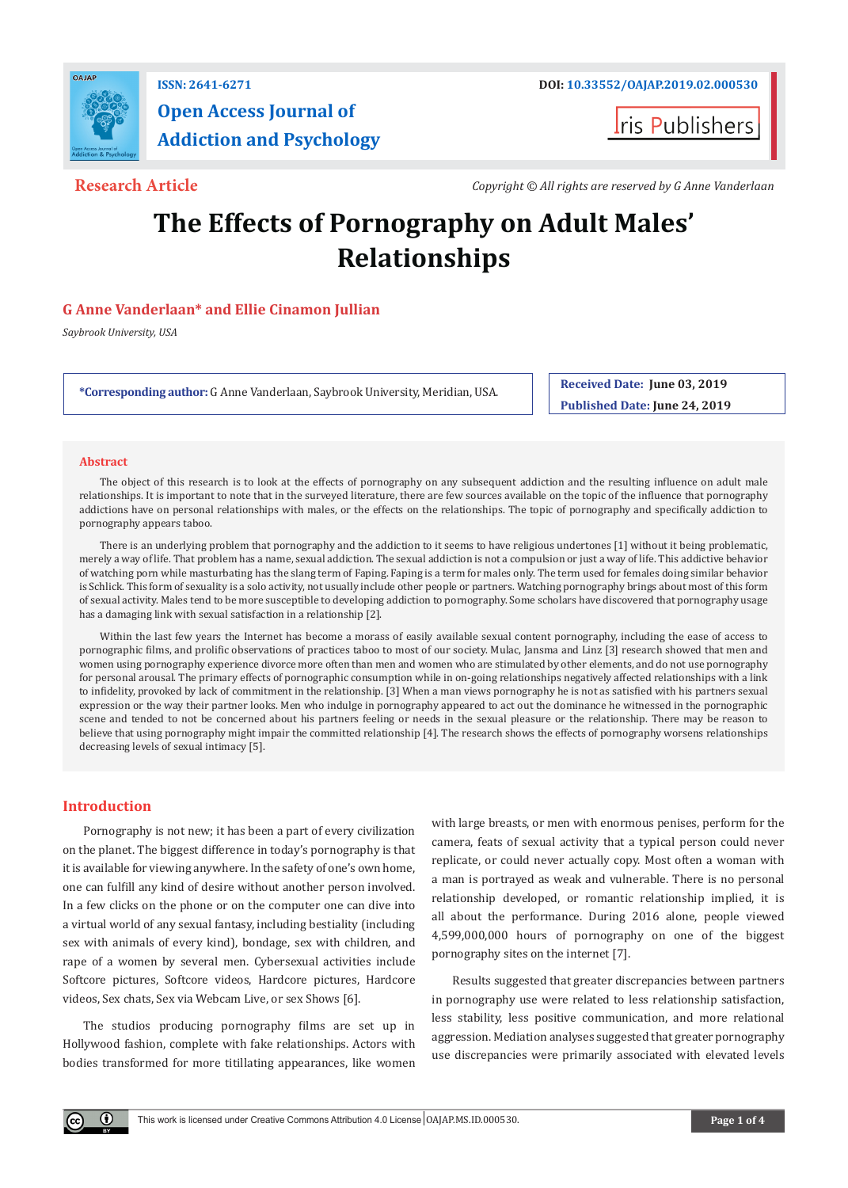ISSN: 2641-6271

DOI: 10.33552/OAJAP.2019.02.000530

**Open Access Journal of Addiction and Psychology**

Iris Publishers

**Research Article**

*Copyright © All rights are reserved by G Anne Vanderlaan*

# The Effects of Pornography on Adult Males' Relationships

**G Anne Vanderlaan\* and Ellie Cinamon Jullian**

*Saybrook University, USA*

**\*Corresponding author:** G Anne Vanderlaan, Saybrook University, Meridian, USA.

**Received Date:** June 03, 2019

**Published Date:** June 24, 2019

## Abstract

The object of this research is to look at the effects of pornography on any subsequent addiction and the resulting influence on adult male relationships. It is important to note that in the surveyed literature, there are few sources available on the topic of the influence that pornography addictions have on personal relationships with males, or the effects on the relationships. The topic of pornography and specifically addiction to pornography appears taboo.

There is an underlying problem that pornography and the addiction to it seems to have religious undertones [1] without it being problematic, merely a way of life. That problem has a name, sexual addiction. The sexual addiction is not a compulsion or just a way of life. This addictive behavior of watching porn while masturbating has the slang term of Faping. Faping is a term for males only. The term used for females doing similar behavior is Schlick. This form of sexuality is a solo activity, not usually include other people or partners. Watching pornography brings about most of this form of sexual activity. Males tend to be more susceptible to developing addiction to pornography. Some scholars have discovered that pornography usage has a damaging link with sexual satisfaction in a relationship [2].

Within the last few years the Internet has become a morass of easily available sexual content pornography, including the ease of access to pornographic films, and prolific observations of practices taboo to most of our society. Mulac, Jansma and Linz [3] research showed that men and women using pornography experience divorce more often than men and women who are stimulated by other elements, and do not use pornography for personal arousal. The primary effects of pornographic consumption while in on-going relationships negatively affected relationships with a link to infidelity, provoked by lack of commitment in the relationship. [3] When a man views pornography he is not as satisfied with his partners sexual expression or the way their partner looks. Men who indulge in pornography appeared to act out the dominance he witnessed in the pornographic scene and tended to not be concerned about his partners feeling or needs in the sexual pleasure or the relationship. There may be reason to believe that using pornography might impair the committed relationship [4]. The research shows the effects of pornography worsens relationships decreasing levels of sexual intimacy [5].

## Introduction

Pornography is not new; it has been a part of every civilization on the planet. The biggest difference in today's pornography is that it is available for viewing anywhere. In the safety of one's own home, one can fulfill any kind of desire without another person involved. In a few clicks on the phone or on the computer one can dive into a virtual world of any sexual fantasy, including bestiality (including sex with animals of every kind), bondage, sex with children, and rape of a women by several men. Cybersexual activities include Softcore pictures, Softcore videos, Hardcore pictures, Hardcore videos, Sex chats, Sex via Webcam Live, or sex Shows [6].

The studios producing pornography films are set up in Hollywood fashion, complete with fake relationships. Actors with bodies transformed for more titillating appearances, like women with large breasts, or men with enormous penises, perform for the camera, feats of sexual activity that a typical person could never replicate, or could never actually copy. Most often a woman with a man is portrayed as weak and vulnerable. There is no personal relationship developed, or romantic relationship implied, it is all about the performance. During 2016 alone, people viewed 4,599,000,000 hours of pornography on one of the biggest pornography sites on the internet [7].

Results suggested that greater discrepancies between partners in pornography use were related to less relationship satisfaction, less stability, less positive communication, and more relational aggression. Mediation analyses suggested that greater pornography use discrepancies were primarily associated with elevated levels

This work is licensed under Creative Commons Attribution 4.0 License OAJAP.MS.ID.000530.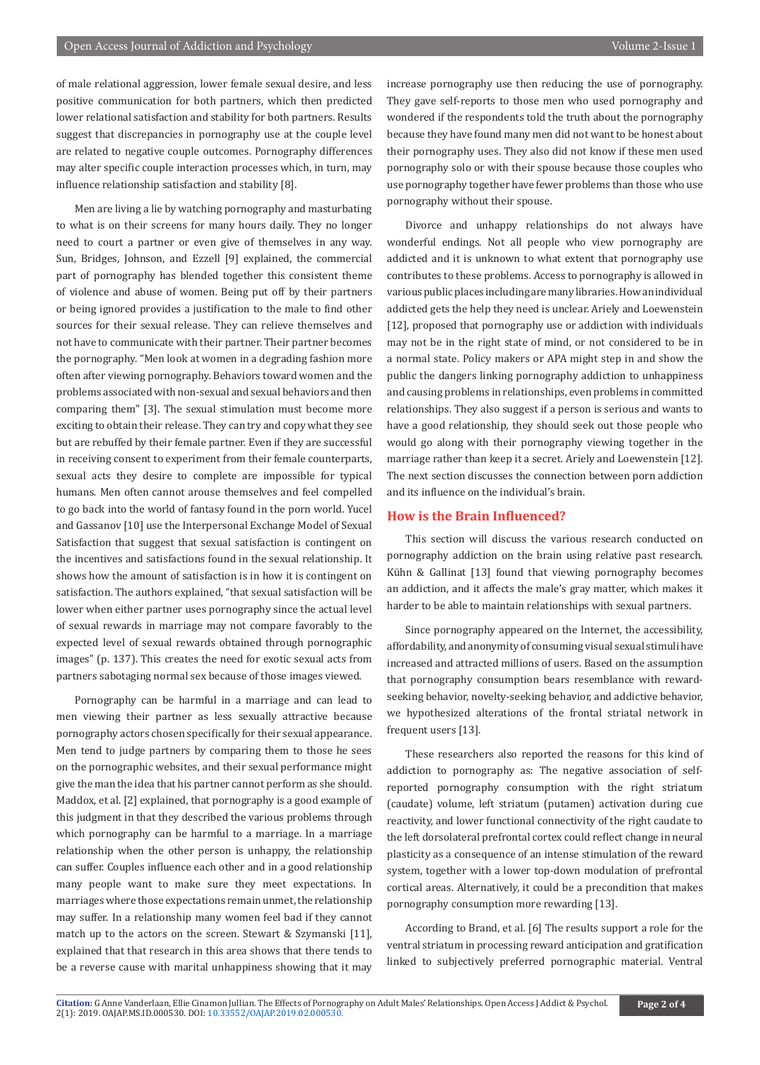of male relational aggression, lower female sexual desire, and less positive communication for both partners, which then predicted lower relational satisfaction and stability for both partners. Results suggest that discrepancies in pornography use at the couple level are related to negative couple outcomes. Pornography differences may alter specific couple interaction processes which, in turn, may influence relationship satisfaction and stability [8].

Men are living a lie by watching pornography and masturbating to what is on their screens for many hours daily. They no longer need to court a partner or even give of themselves in any way. Sun, Bridges, Johnson, and Ezzell [9] explained, the commercial part of pornography has blended together this consistent theme of violence and abuse of women. Being put off by their partners or being ignored provides a justification to the male to find other sources for their sexual release. They can relieve themselves and not have to communicate with their partner. Their partner becomes the pornography. "Men look at women in a degrading fashion more often after viewing pornography. Behaviors toward women and the problems associated with non-sexual and sexual behaviors and then comparing them" [3]. The sexual stimulation must become more exciting to obtain their release. They can try and copy what they see but are rebuffed by their female partner. Even if they are successful in receiving consent to experiment from their female counterparts, sexual acts they desire to complete are impossible for typical humans. Men often cannot arouse themselves and feel compelled to go back into the world of fantasy found in the porn world. Yucel and Gassanov [10] use the Interpersonal Exchange Model of Sexual Satisfaction that suggest that sexual satisfaction is contingent on the incentives and satisfactions found in the sexual relationship. It shows how the amount of satisfaction is in how it is contingent on satisfaction. The authors explained, "that sexual satisfaction will be lower when either partner uses pornography since the actual level of sexual rewards in marriage may not compare favorably to the expected level of sexual rewards obtained through pornographic images" (p. 137). This creates the need for exotic sexual acts from partners sabotaging normal sex because of those images viewed.

Pornography can be harmful in a marriage and can lead to men viewing their partner as less sexually attractive because pornography actors chosen specifically for their sexual appearance. Men tend to judge partners by comparing them to those he sees on the pornographic websites, and their sexual performance might give the man the idea that his partner cannot perform as she should. Maddox, et al. [2] explained, that pornography is a good example of this judgment in that they described the various problems through which pornography can be harmful to a marriage. In a marriage relationship when the other person is unhappy, the relationship can suffer. Couples influence each other and in a good relationship many people want to make sure they meet expectations. In marriages where those expectations remain unmet, the relationship may suffer. In a relationship many women feel bad if they cannot match up to the actors on the screen. Stewart & Szymanski [11], explained that that research in this area shows that there tends to be a reverse cause with marital unhappiness showing that it may increase pornography use then reducing the use of pornography. They gave self-reports to those men who used pornography and wondered if the respondents told the truth about the pornography because they have found many men did not want to be honest about their pornography uses. They also did not know if these men used pornography solo or with their spouse because those couples who use pornography together have fewer problems than those who use pornography without their spouse.

Divorce and unhappy relationships do not always have wonderful endings. Not all people who view pornography are addicted and it is unknown to what extent that pornography use contributes to these problems. Access to pornography is allowed in various public places including are many libraries. How an individual addicted gets the help they need is unclear. Ariely and Loewenstein [12], proposed that pornography use or addiction with individuals may not be in the right state of mind, or not considered to be in a normal state. Policy makers or APA might step in and show the public the dangers linking pornography addiction to unhappiness and causing problems in relationships, even problems in committed relationships. They also suggest if a person is serious and wants to have a good relationship, they should seek out those people who would go along with their pornography viewing together in the marriage rather than keep it a secret. Ariely and Loewenstein [12]. The next section discusses the connection between porn addiction and its influence on the individual's brain.

## How is the Brain Influenced?

This section will discuss the various research conducted on pornography addiction on the brain using relative past research. Kühn & Gallinat [13] found that viewing pornography becomes an addiction, and it affects the male's gray matter, which makes it harder to be able to maintain relationships with sexual partners.

Since pornography appeared on the Internet, the accessibility, affordability, and anonymity of consuming visual sexual stimuli have increased and attracted millions of users. Based on the assumption that pornography consumption bears resemblance with reward-seeking behavior, novelty-seeking behavior, and addictive behavior, we hypothesized alterations of the frontal striatal network in frequent users [13].

These researchers also reported the reasons for this kind of addiction to pornography as: The negative association of self-reported pornography consumption with the right striatum (caudate) volume, left striatum (putamen) activation during cue reactivity, and lower functional connectivity of the right caudate to the left dorsolateral prefrontal cortex could reflect change in neural plasticity as a consequence of an intense stimulation of the reward system, together with a lower top-down modulation of prefrontal cortical areas. Alternatively, it could be a precondition that makes pornography consumption more rewarding [13].

According to Brand, et al. [6] The results support a role for the ventral striatum in processing reward anticipation and gratification linked to subjectively preferred pornographic material. Ventral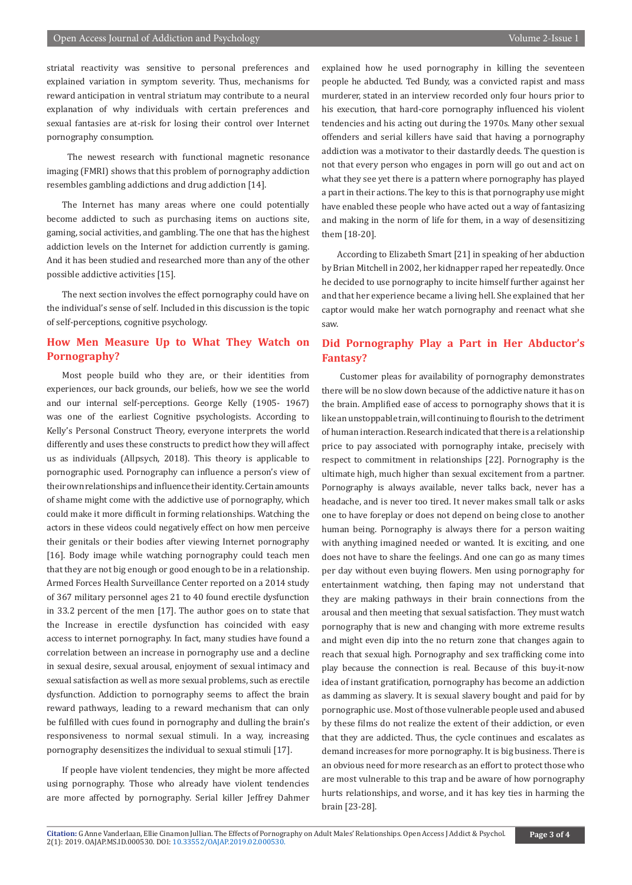striatal reactivity was sensitive to personal preferences and explained variation in symptom severity. Thus, mechanisms for reward anticipation in ventral striatum may contribute to a neural explanation of why individuals with certain preferences and sexual fantasies are at-risk for losing their control over Internet pornography consumption.

The newest research with functional magnetic resonance imaging (FMRI) shows that this problem of pornography addiction resembles gambling addictions and drug addiction [14].

The Internet has many areas where one could potentially become addicted to such as purchasing items on auctions site, gaming, social activities, and gambling. The one that has the highest addiction levels on the Internet for addiction currently is gaming. And it has been studied and researched more than any of the other possible addictive activities [15].

The next section involves the effect pornography could have on the individual's sense of self. Included in this discussion is the topic of self-perceptions, cognitive psychology.

## How Men Measure Up to What They Watch on Pornography?

Most people build who they are, or their identities from experiences, our back grounds, our beliefs, how we see the world and our internal self-perceptions. George Kelly (1905- 1967) was one of the earliest Cognitive psychologists. According to Kelly's Personal Construct Theory, everyone interprets the world differently and uses these constructs to predict how they will affect us as individuals (Allpsych, 2018). This theory is applicable to pornographic used. Pornography can influence a person's view of their own relationships and influence their identity. Certain amounts of shame might come with the addictive use of pornography, which could make it more difficult in forming relationships. Watching the actors in these videos could negatively effect on how men perceive their genitals or their bodies after viewing Internet pornography [16]. Body image while watching pornography could teach men that they are not big enough or good enough to be in a relationship. Armed Forces Health Surveillance Center reported on a 2014 study of 367 military personnel ages 21 to 40 found erectile dysfunction in 33.2 percent of the men [17]. The author goes on to state that the Increase in erectile dysfunction has coincided with easy access to internet pornography. In fact, many studies have found a correlation between an increase in pornography use and a decline in sexual desire, sexual arousal, enjoyment of sexual intimacy and sexual satisfaction as well as more sexual problems, such as erectile dysfunction. Addiction to pornography seems to affect the brain reward pathways, leading to a reward mechanism that can only be fulfilled with cues found in pornography and dulling the brain's responsiveness to normal sexual stimuli. In a way, increasing pornography desensitizes the individual to sexual stimuli [17].

If people have violent tendencies, they might be more affected using pornography. Those who already have violent tendencies are more affected by pornography. Serial killer Jeffrey Dahmer explained how he used pornography in killing the seventeen people he abducted. Ted Bundy, was a convicted rapist and mass murderer, stated in an interview recorded only four hours prior to his execution, that hard-core pornography influenced his violent tendencies and his acting out during the 1970s. Many other sexual offenders and serial killers have said that having a pornography addiction was a motivator to their dastardly deeds. The question is not that every person who engages in porn will go out and act on what they see yet there is a pattern where pornography has played a part in their actions. The key to this is that pornography use might have enabled these people who have acted out a way of fantasizing and making in the norm of life for them, in a way of desensitizing them [18-20].

According to Elizabeth Smart [21] in speaking of her abduction by Brian Mitchell in 2002, her kidnapper raped her repeatedly. Once he decided to use pornography to incite himself further against her and that her experience became a living hell. She explained that her captor would make her watch pornography and reenact what she saw.

## Did Pornography Play a Part in Her Abductor's Fantasy?

Customer pleas for availability of pornography demonstrates there will be no slow down because of the addictive nature it has on the brain. Amplified ease of access to pornography shows that it is like an unstoppable train, will continuing to flourish to the detriment of human interaction. Research indicated that there is a relationship price to pay associated with pornography intake, precisely with respect to commitment in relationships [22]. Pornography is the ultimate high, much higher than sexual excitement from a partner. Pornography is always available, never talks back, never has a headache, and is never too tired. It never makes small talk or asks one to have foreplay or does not depend on being close to another human being. Pornography is always there for a person waiting with anything imagined needed or wanted. It is exciting, and one does not have to share the feelings. And one can go as many times per day without even buying flowers. Men using pornography for entertainment watching, then faping may not understand that they are making pathways in their brain connections from the arousal and then meeting that sexual satisfaction. They must watch pornography that is new and changing with more extreme results and might even dip into the no return zone that changes again to reach that sexual high. Pornography and sex trafficking come into play because the connection is real. Because of this buy-it-now idea of instant gratification, pornography has become an addiction as damming as slavery. It is sexual slavery bought and paid for by pornographic use. Most of those vulnerable people used and abused by these films do not realize the extent of their addiction, or even that they are addicted. Thus, the cycle continues and escalates as demand increases for more pornography. It is big business. There is an obvious need for more research as an effort to protect those who are most vulnerable to this trap and be aware of how pornography hurts relationships, and worse, and it has key ties in harming the brain [23-28].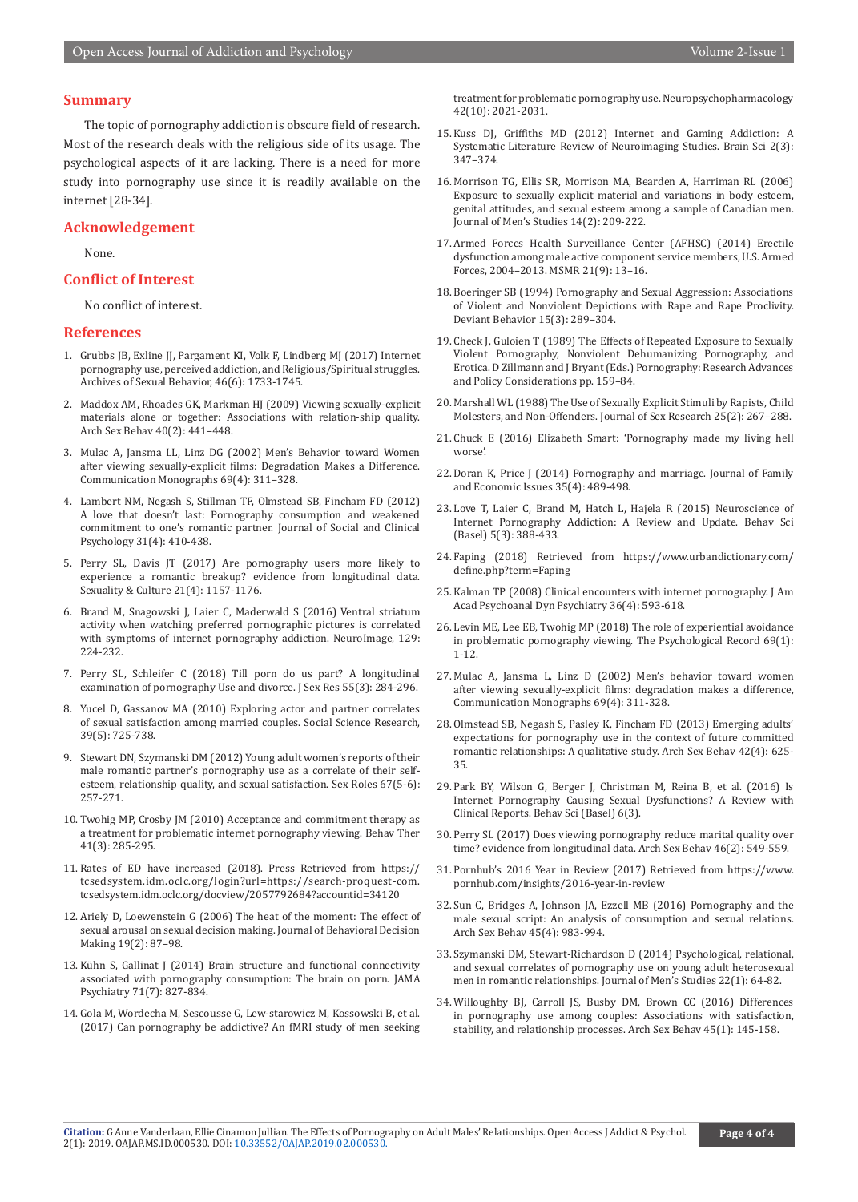## Summary

The topic of pornography addiction is obscure field of research. Most of the research deals with the religious side of its usage. The psychological aspects of it are lacking. There is a need for more study into pornography use since it is readily available on the internet [28-34].

## Acknowledgement

None.

## Conflict of Interest

No conflict of interest.

## References

1. Grubbs JB, Exline JJ, Pargament KI, Volk F, Lindberg MJ (2017) Internet pornography use, perceived addiction, and Religious/Spiritual struggles. Archives of Sexual Behavior, 46(6): 1733-1745.
2. Maddox AM, Rhoades GK, Markman HJ (2009) Viewing sexually-explicit materials alone or together: Associations with relation-ship quality. Arch Sex Behav 40(2): 441–448.
3. Mulac A, Jansma LL, Linz DG (2002) Men's Behavior toward Women after viewing sexually-explicit films: Degradation Makes a Difference. Communication Monographs 69(4): 311–328.
4. Lambert NM, Negash S, Stillman TF, Olmstead SB, Fincham FD (2012) A love that doesn't last: Pornography consumption and weakened commitment to one's romantic partner. Journal of Social and Clinical Psychology 31(4): 410-438.
5. Perry SL, Davis JT (2017) Are pornography users more likely to experience a romantic breakup? evidence from longitudinal data. Sexuality & Culture 21(4): 1157-1176.
6. Brand M, Snagowski J, Laier C, Maderwald S (2016) Ventral striatum activity when watching preferred pornographic pictures is correlated with symptoms of internet pornography addiction. NeuroImage, 129: 224-232.
7. Perry SL, Schleifer C (2018) Till porn do us part? A longitudinal examination of pornography Use and divorce. J Sex Res 55(3): 284-296.
8. Yucel D, Gassanov MA (2010) Exploring actor and partner correlates of sexual satisfaction among married couples. Social Science Research, 39(5): 725-738.
9. Stewart DN, Szymanski DM (2012) Young adult women's reports of their male romantic partner's pornography use as a correlate of their self-esteem, relationship quality, and sexual satisfaction. Sex Roles 67(5-6): 257-271.
10. Twohig MP, Crosby JM (2010) Acceptance and commitment therapy as a treatment for problematic internet pornography viewing. Behav Ther 41(3): 285-295.
11. Rates of ED have increased (2018). Press Retrieved from https://tcsedsystem.idm.oclc.org/login?url=https://search-proquest-com.tcsedsystem.idm.oclc.org/docview/2057792684?accountid=34120
12. Ariely D, Loewenstein G (2006) The heat of the moment: The effect of sexual arousal on sexual decision making. Journal of Behavioral Decision Making 19(2): 87–98.
13. Kühn S, Gallinat J (2014) Brain structure and functional connectivity associated with pornography consumption: The brain on porn. JAMA Psychiatry 71(7): 827-834.
14. Gola M, Wordecha M, Sescousse G, Lew-starowicz M, Kossowski B, et al. (2017) Can pornography be addictive? An fMRI study of men seeking treatment for problematic pornography use. Neuropsychopharmacology 42(10): 2021-2031.
15. Kuss DJ, Griffiths MD (2012) Internet and Gaming Addiction: A Systematic Literature Review of Neuroimaging Studies. Brain Sci 2(3): 347–374.
16. Morrison TG, Ellis SR, Morrison MA, Bearden A, Harriman RL (2006) Exposure to sexually explicit material and variations in body esteem, genital attitudes, and sexual esteem among a sample of Canadian men. Journal of Men's Studies 14(2): 209-222.
17. Armed Forces Health Surveillance Center (AFHSC) (2014) Erectile dysfunction among male active component service members, U.S. Armed Forces, 2004–2013. MSMR 21(9): 13–16.
18. Boeringer SB (1994) Pornography and Sexual Aggression: Associations of Violent and Nonviolent Depictions with Rape and Rape Proclivity. Deviant Behavior 15(3): 289–304.
19. Check J, Guloien T (1989) The Effects of Repeated Exposure to Sexually Violent Pornography, Nonviolent Dehumanizing Pornography, and Erotica. D Zillmann and J Bryant (Eds.) Pornography: Research Advances and Policy Considerations pp. 159–84.
20. Marshall WL (1988) The Use of Sexually Explicit Stimuli by Rapists, Child Molesters, and Non-Offenders. Journal of Sex Research 25(2): 267–288.
21. Chuck E (2016) Elizabeth Smart: 'Pornography made my living hell worse'.
22. Doran K, Price J (2014) Pornography and marriage. Journal of Family and Economic Issues 35(4): 489-498.
23. Love T, Laier C, Brand M, Hatch L, Hajela R (2015) Neuroscience of Internet Pornography Addiction: A Review and Update. Behav Sci (Basel) 5(3): 388-433.
24. Faping (2018) Retrieved from https://www.urbandictionary.com/define.php?term=Faping
25. Kalman TP (2008) Clinical encounters with internet pornography. J Am Acad Psychoanal Dyn Psychiatry 36(4): 593-618.
26. Levin ME, Lee EB, Twohig MP (2018) The role of experiential avoidance in problematic pornography viewing. The Psychological Record 69(1): 1-12.
27. Mulac A, Jansma L, Linz D (2002) Men's behavior toward women after viewing sexually-explicit films: degradation makes a difference, Communication Monographs 69(4): 311-328.
28. Olmstead SB, Negash S, Pasley K, Fincham FD (2013) Emerging adults' expectations for pornography use in the context of future committed romantic relationships: A qualitative study. Arch Sex Behav 42(4): 625-35.
29. Park BY, Wilson G, Berger J, Christman M, Reina B, et al. (2016) Is Internet Pornography Causing Sexual Dysfunctions? A Review with Clinical Reports. Behav Sci (Basel) 6(3).
30. Perry SL (2017) Does viewing pornography reduce marital quality over time? evidence from longitudinal data. Arch Sex Behav 46(2): 549-559.
31. Pornhub's 2016 Year in Review (2017) Retrieved from https://www.pornhub.com/insights/2016-year-in-review
32. Sun C, Bridges A, Johnson JA, Ezzell MB (2016) Pornography and the male sexual script: An analysis of consumption and sexual relations. Arch Sex Behav 45(4): 983-994.
33. Szymanski DM, Stewart-Richardson D (2014) Psychological, relational, and sexual correlates of pornography use on young adult heterosexual men in romantic relationships. Journal of Men's Studies 22(1): 64-82.
34. Willoughby BJ, Carroll JS, Busby DM, Brown CC (2016) Differences in pornography use among couples: Associations with satisfaction, stability, and relationship processes. Arch Sex Behav 45(1): 145-158.

**Citation:** G Anne Vanderlaan, Ellie Cinamon Jullian. The Effects of Pornography on Adult Males' Relationships. Open Access J Addict & Psychol. 2(1): 2019. OAJAP.MS.ID.000530. DOI: 10.33552/OAJAP.2019.02.000530.